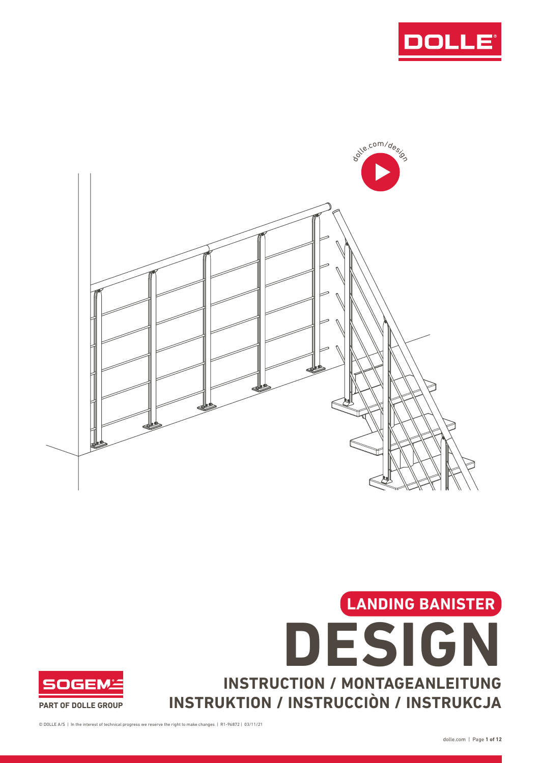DOLLE

dolle.com/design

LANDING BANISTER

# DESIGN

## INSTRUCTION / MONTAGEANLEITUNG
## INSTRUKTION / INSTRUCCIÒN / INSTRUKCJA

SOGEM

PART OF DOLLE GROUP

© DOLLE A/S | In the interest of technical progress we reserve the right to make changes | R1-96872 | 03/11/21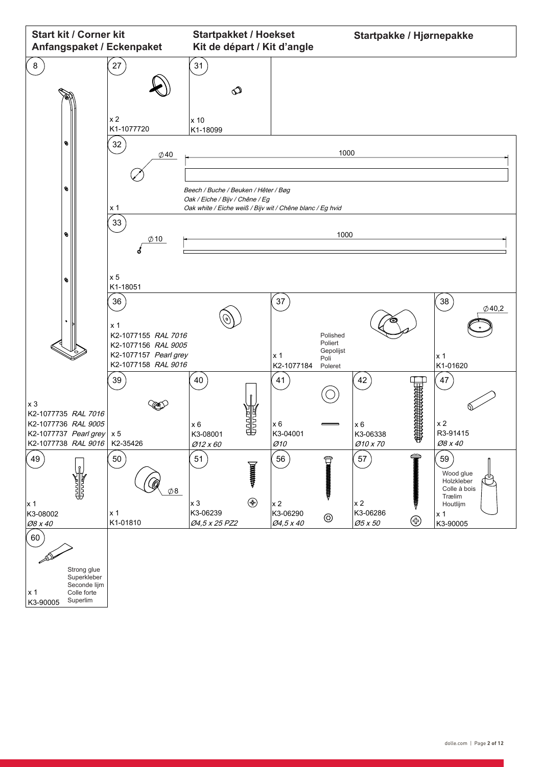## Start kit / Corner kit
## Anfangspaket / Eckenpaket
## Startpakket / Hoekset
## Kit de départ / Kit d'angle
## Startpakke / Hjørnepakke

**8**
x 3
K2-1077735 *RAL 7016*
K2-1077736 *RAL 9005*
K2-1077737 *Pearl grey*
K2-1077738 *RAL 9016*

**27**
x 2
K1-1077720

**31**
x 10
K1-18099

**32**
Ø40 — 1000
*Beech / Buche / Beuken / Hêter / Bøg*
*Oak / Eiche / Bijv / Chêne / Eg*
*Oak white / Eiche weiß / Bijv wit / Chêne blanc / Eg hvid*
x 1

**33**
Ø10 — 1000
x 5
K1-18051

**36**
x 1
K2-1077155 *RAL 7016*
K2-1077156 *RAL 9005*
K2-1077157 *Pearl grey*
K2-1077158 *RAL 9016*

**37**
x 1
K2-1077184
Polished
Poliert
Gepolijst
Poli
Poleret

**38**
Ø40,2
x 1
K1-01620

**39**
x 5
K2-35426

**40**
x 6
K3-08001
*Ø12 x 60*

**41**
x 6
K3-04001
*Ø10*

**42**
x 6
K3-06338
*Ø10 x 70*

**47**
x 2
R3-91415
*Ø8 x 40*

**49**
x 1
K3-08002
*Ø8 x 40*

**50**
Ø8
x 1
K1-01810

**51**
x 3
K3-06239
*Ø4,5 x 25 PZ2*

**56**
x 2
K3-06290
*Ø4,5 x 40*

**57**
x 2
K3-06286
*Ø5 x 50*

**59**
Wood glue
Holzkleber
Colle à bois
Trælim
Houtlijm
x 1
K3-90005

**60**
Strong glue
Superkleber
Seconde lijm
Colle forte
Superlim
x 1
K3-90005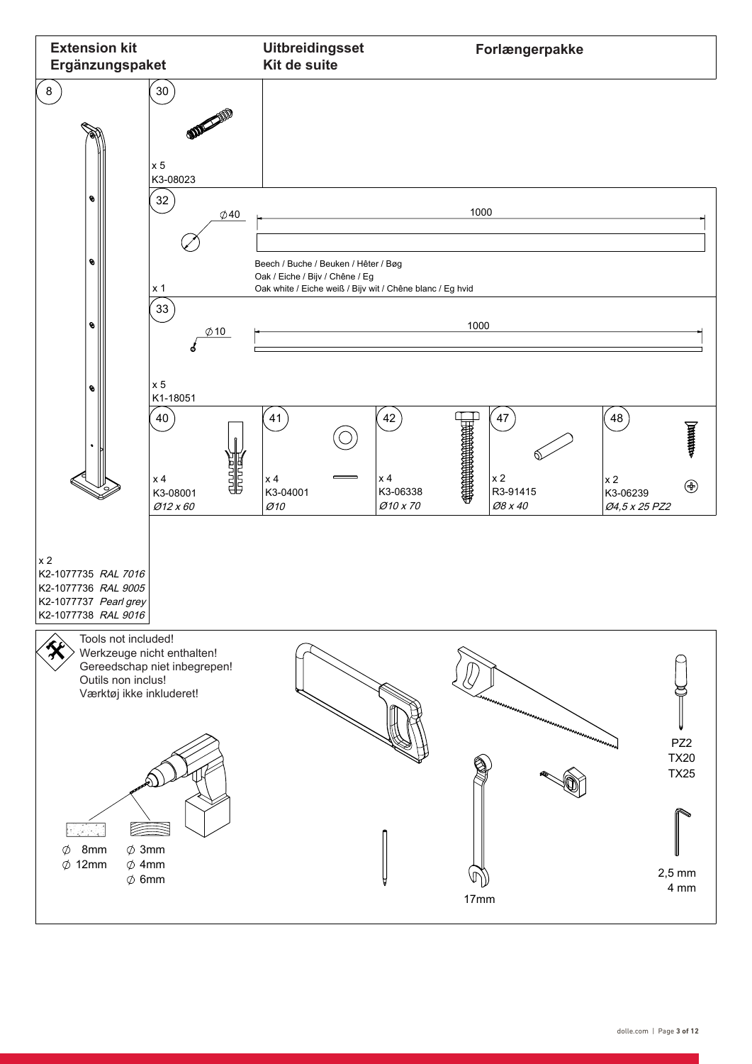## Extension kit / Ergänzungspaket / Uitbreidingsset / Kit de suite / Forlængerpakke

**8**

x 2
K2-1077735 *RAL 7016*
K2-1077736 *RAL 9005*
K2-1077737 *Pearl grey*
K2-1077738 *RAL 9016*

**30**

x 5
K3-08023

**32**

∅40

1000

Beech / Buche / Beuken / Hêter / Bøg
Oak / Eiche / Bijv / Chêne / Eg
Oak white / Eiche weiß / Bijv wit / Chêne blanc / Eg hvid

x 1

**33**

∅10

1000

x 5
K1-18051

| 40 | 41 | 42 | 47 | 48 |
| --- | --- | --- | --- | --- |
| x 4 | x 4 | x 4 | x 2 | x 2 |
| K3-08001 | K3-04001 | K3-06338 | R3-91415 | K3-06239 |
| *Ø12 x 60* | *Ø10* | *Ø10 x 70* | *Ø8 x 40* | *Ø4,5 x 25 PZ2* |

Tools not included!
Werkzeuge nicht enthalten!
Gereedschap niet inbegrepen!
Outils non inclus!
Værktøj ikke inkluderet!

∅ 8mm
∅ 12mm

∅ 3mm
∅ 4mm
∅ 6mm

17mm

PZ2
TX20
TX25

2,5 mm
4 mm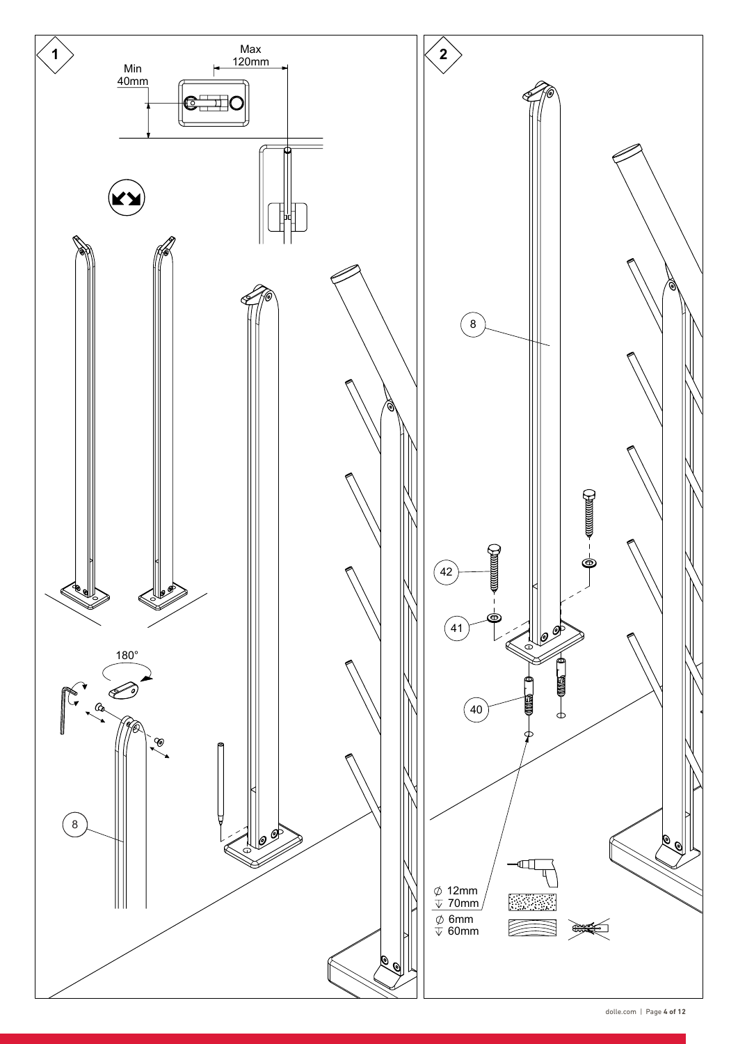**1**

Min 40mm

Max 120mm

180°

8

**2**

8

42

41

40

⌀ 12mm
↧ 70mm

⌀ 6mm
↧ 60mm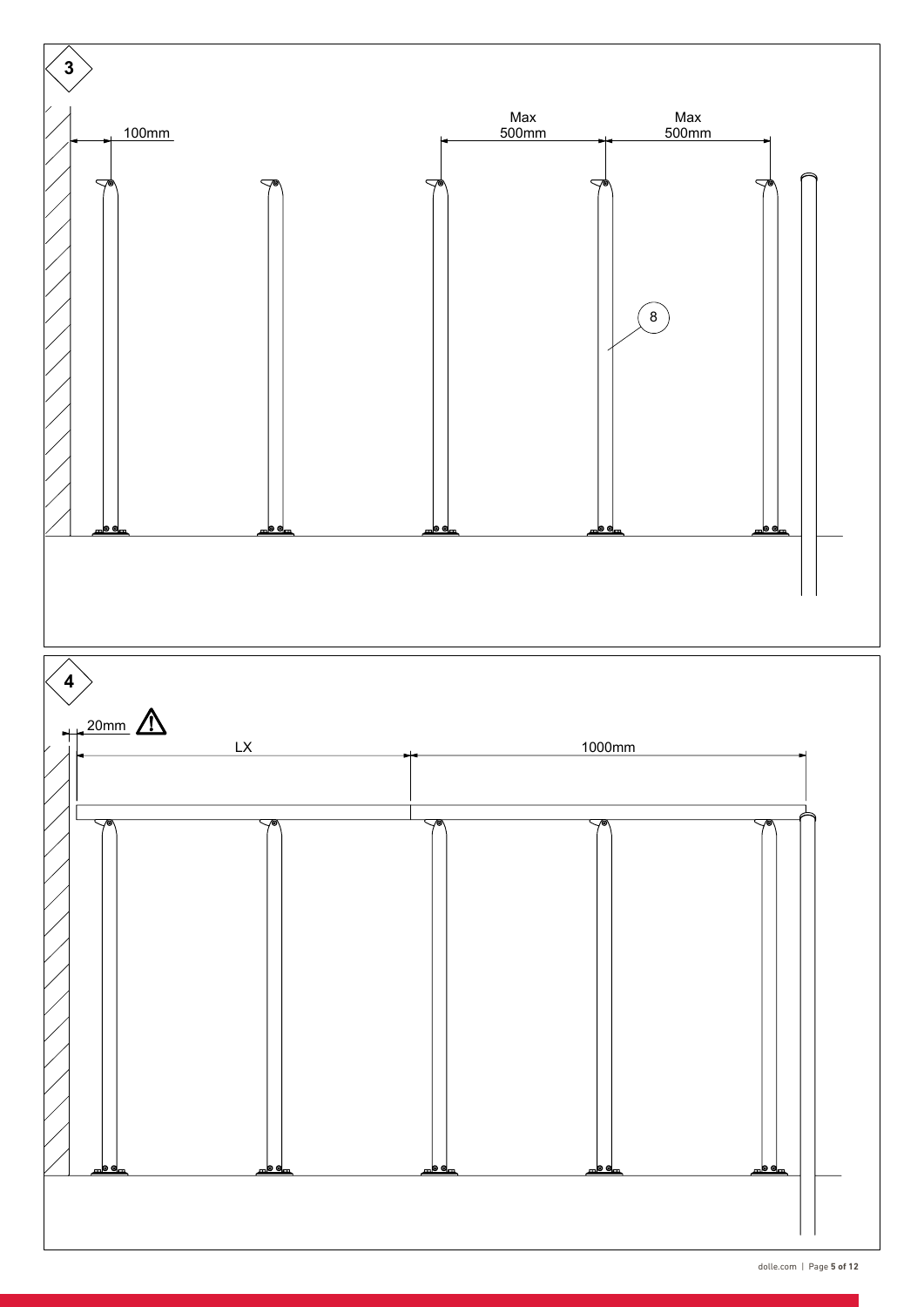3

100mm

Max
500mm

Max
500mm

8

4

20mm

LX

1000mm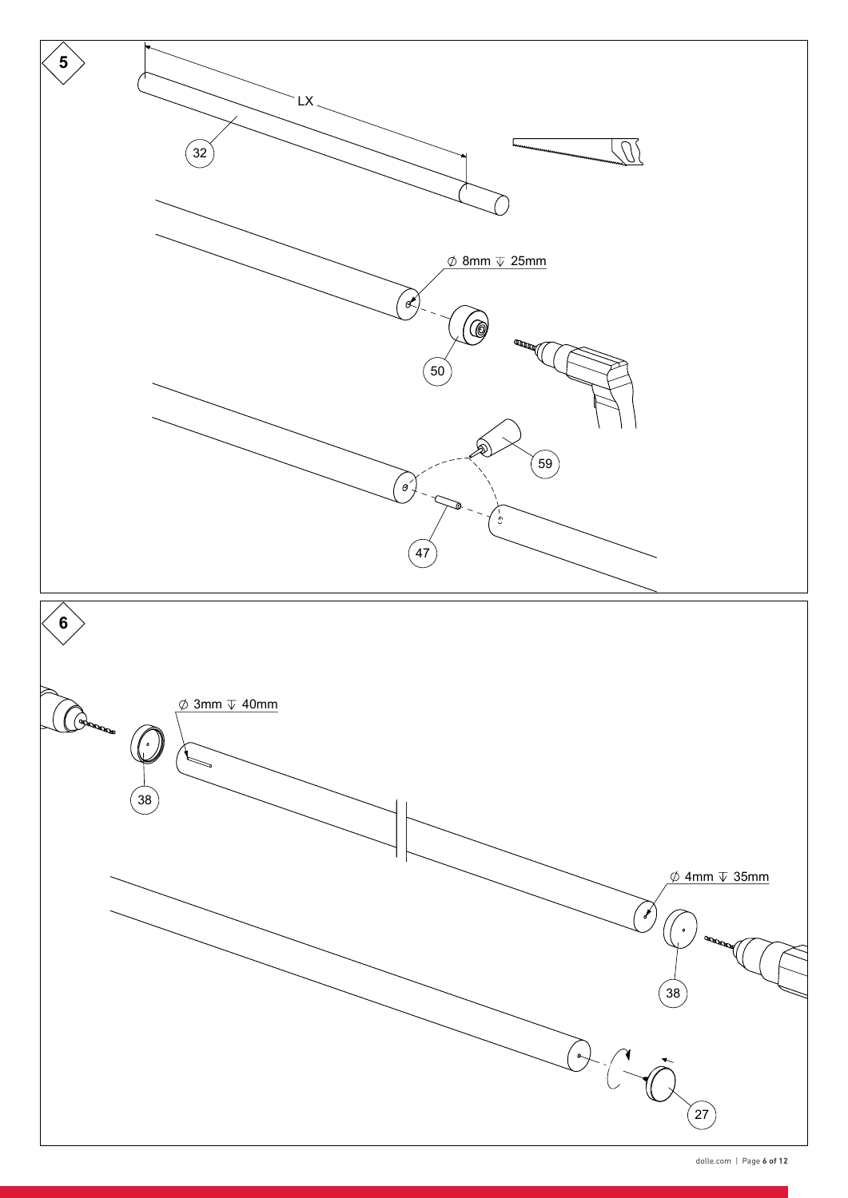5

LX

32

∅ 8mm ↧ 25mm

50

59

47

6

∅ 3mm ↧ 40mm

38

∅ 4mm ↧ 35mm

38

27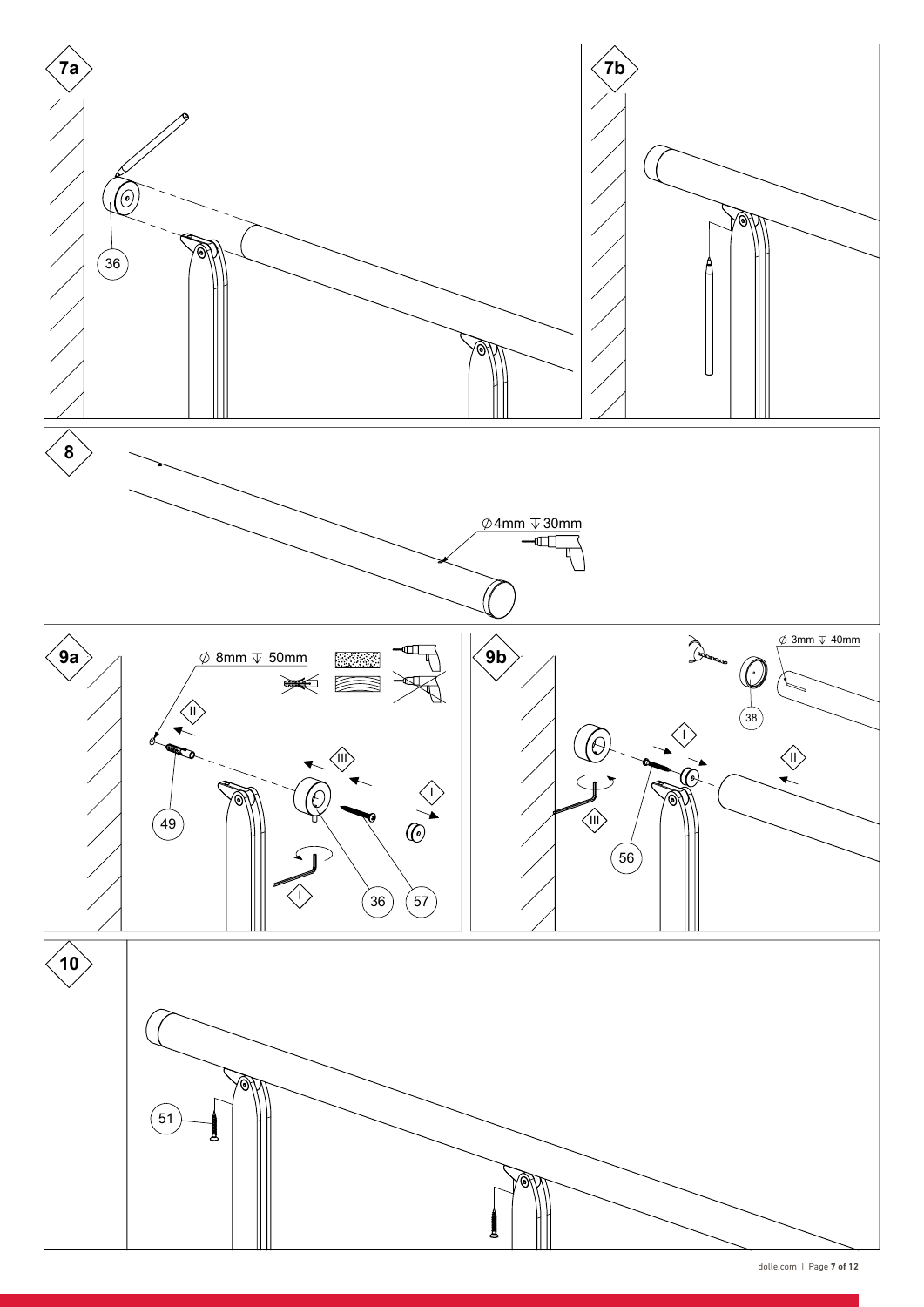7a

36

7b

8

⌀4mm ↧30mm

9a

⌀ 8mm ↧ 50mm

II

III

I

49

36

57

I

9b

⌀ 3mm ↧ 40mm

38

I

II

III

56

10

51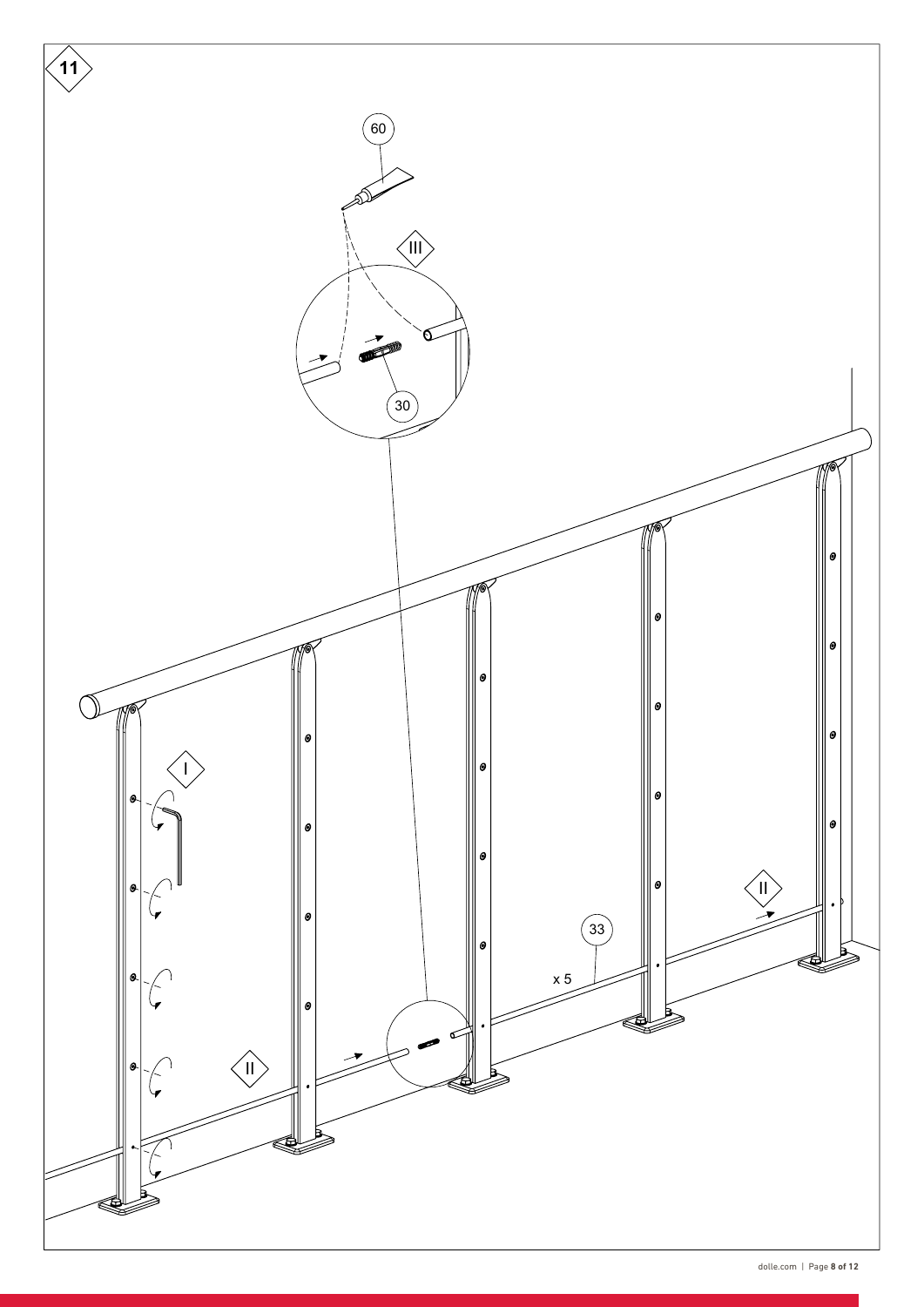11

60

III

30

I

II

33

x 5

II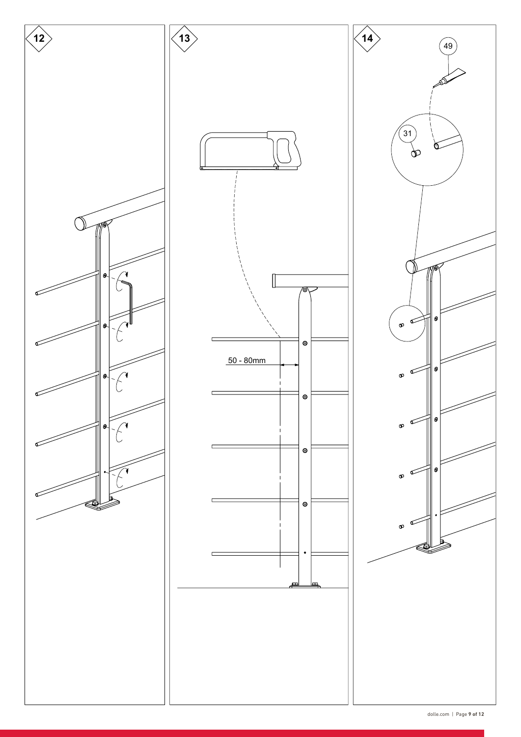12

13

50 - 80mm

14

49

31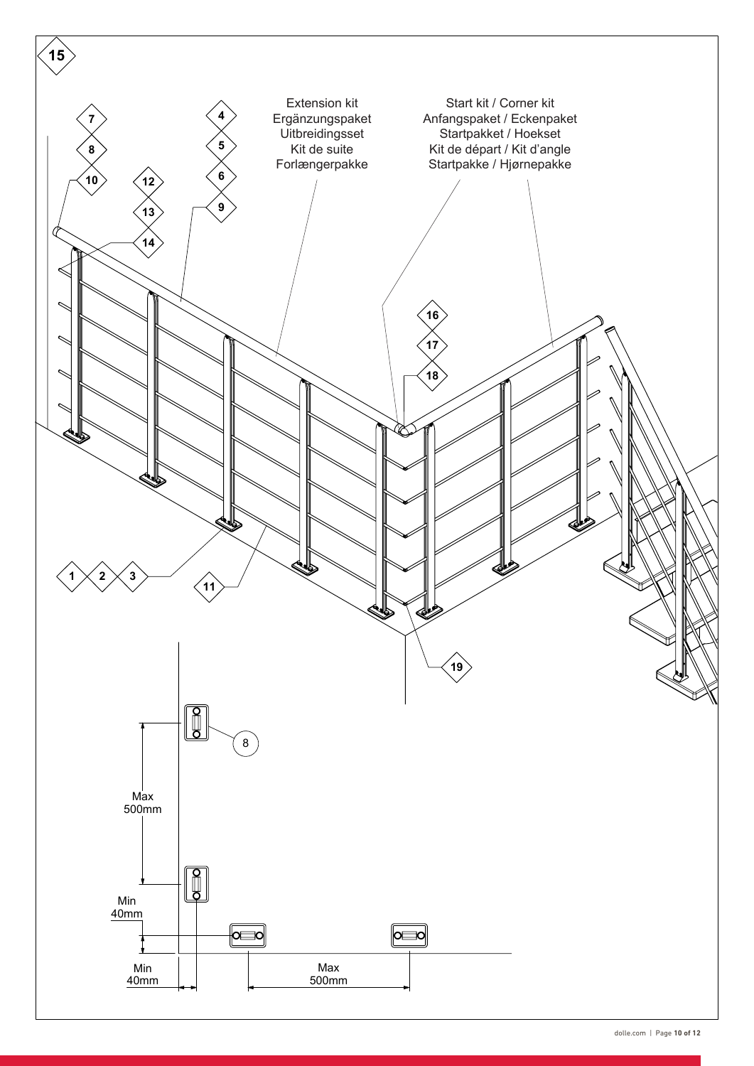15

Extension kit
Ergänzungspaket
Uitbreidingsset
Kit de suite
Forlængerpakke

Start kit / Corner kit
Anfangspaket / Eckenpaket
Startpakket / Hoekset
Kit de départ / Kit d'angle
Startpakke / Hjørnepakke

7 8 10

4 5 6 9

12 13 14

16 17 18

1 2 3

11

19

8

Max 500mm

Min 40mm

Min 40mm

Max 500mm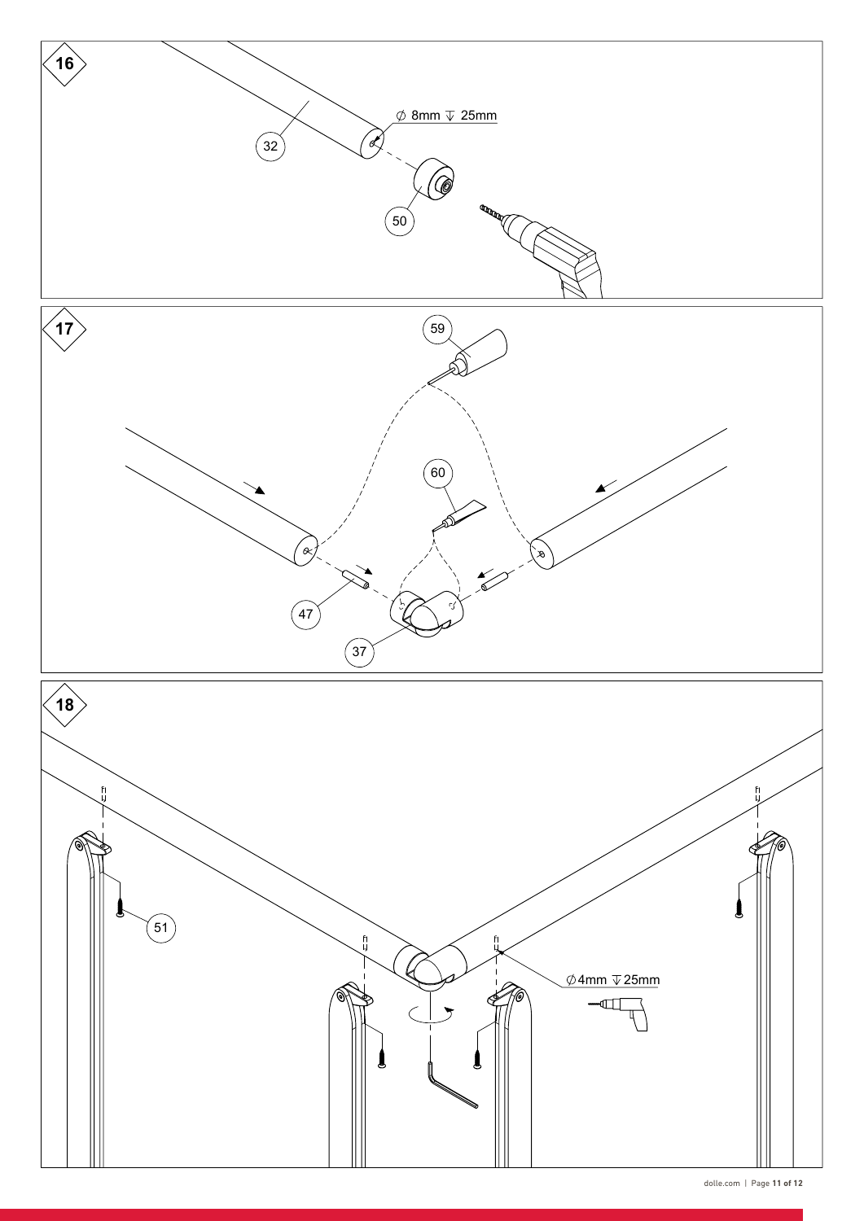**16**

32

⌀ 8mm ⊽ 25mm

50

**17**

59

60

47

37

**18**

51

⌀4mm ⊽25mm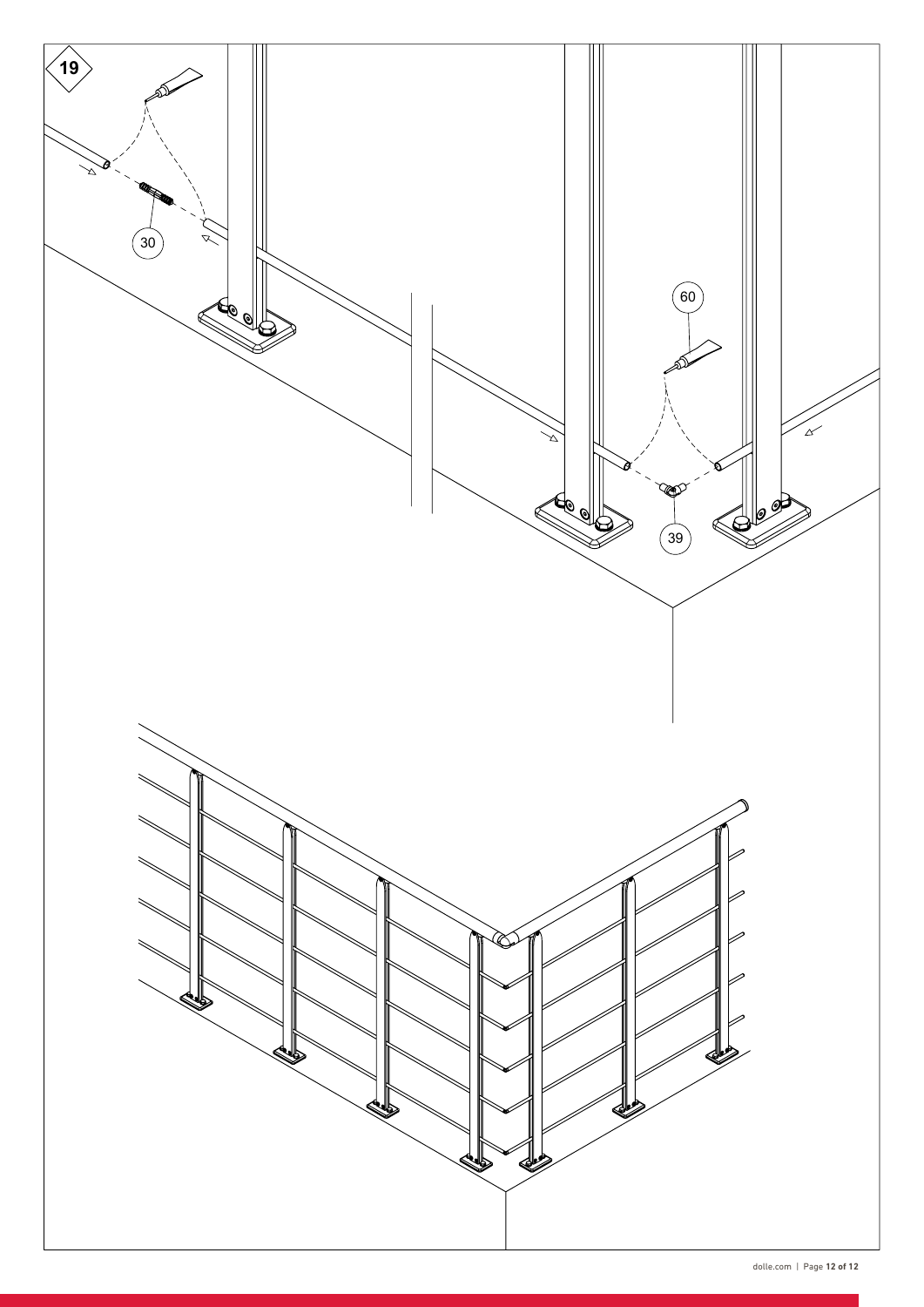19

30

60

39